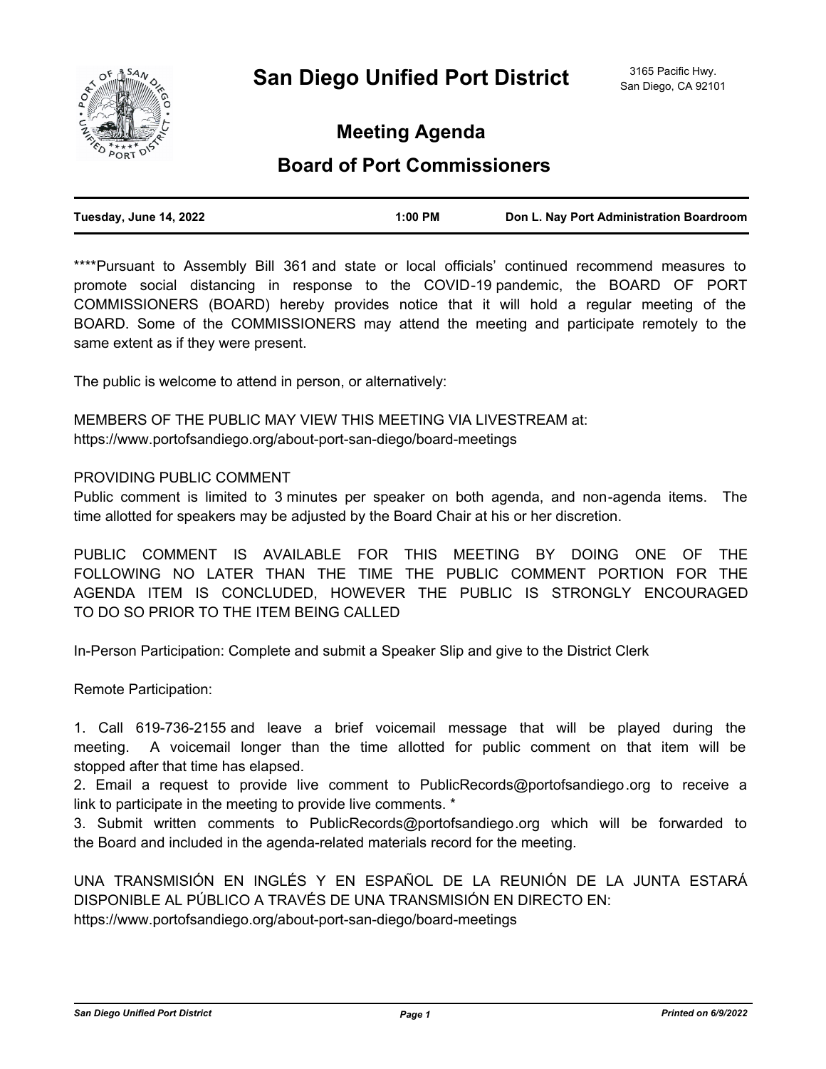# San Diego Unified Port District

3165 Pacific Hwy.
San Diego, CA 92101

## Meeting Agenda

## Board of Port Commissioners

| Tuesday, June 14, 2022 | 1:00 PM | Don L. Nay Port Administration Boardroom |
|---|---|---|

****Pursuant to Assembly Bill 361 and state or local officials' continued recommend measures to promote social distancing in response to the COVID-19 pandemic, the BOARD OF PORT COMMISSIONERS (BOARD) hereby provides notice that it will hold a regular meeting of the BOARD. Some of the COMMISSIONERS may attend the meeting and participate remotely to the same extent as if they were present.

The public is welcome to attend in person, or alternatively:

MEMBERS OF THE PUBLIC MAY VIEW THIS MEETING VIA LIVESTREAM at:
https://www.portofsandiego.org/about-port-san-diego/board-meetings

PROVIDING PUBLIC COMMENT
Public comment is limited to 3 minutes per speaker on both agenda, and non-agenda items. The time allotted for speakers may be adjusted by the Board Chair at his or her discretion.

PUBLIC COMMENT IS AVAILABLE FOR THIS MEETING BY DOING ONE OF THE FOLLOWING NO LATER THAN THE TIME THE PUBLIC COMMENT PORTION FOR THE AGENDA ITEM IS CONCLUDED, HOWEVER THE PUBLIC IS STRONGLY ENCOURAGED TO DO SO PRIOR TO THE ITEM BEING CALLED

In-Person Participation: Complete and submit a Speaker Slip and give to the District Clerk

Remote Participation:

1. Call 619-736-2155 and leave a brief voicemail message that will be played during the meeting. A voicemail longer than the time allotted for public comment on that item will be stopped after that time has elapsed.
2. Email a request to provide live comment to PublicRecords@portofsandiego.org to receive a link to participate in the meeting to provide live comments. *
3. Submit written comments to PublicRecords@portofsandiego.org which will be forwarded to the Board and included in the agenda-related materials record for the meeting.

UNA TRANSMISIÓN EN INGLÉS Y EN ESPAÑOL DE LA REUNIÓN DE LA JUNTA ESTARÁ DISPONIBLE AL PÚBLICO A TRAVÉS DE UNA TRANSMISIÓN EN DIRECTO EN:
https://www.portofsandiego.org/about-port-san-diego/board-meetings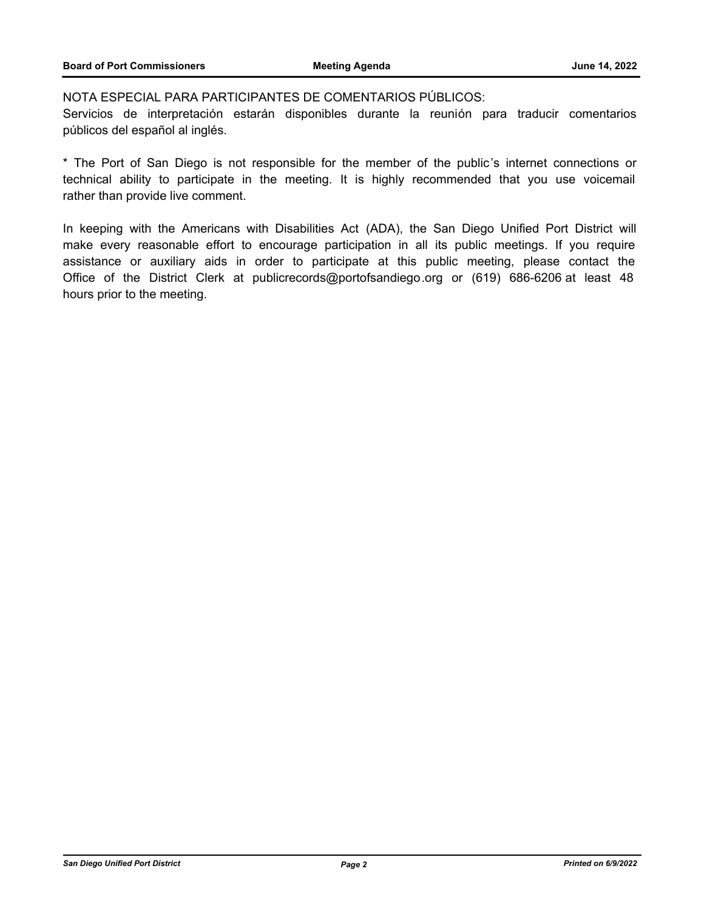NOTA ESPECIAL PARA PARTICIPANTES DE COMENTARIOS PÚBLICOS:
Servicios de interpretación estarán disponibles durante la reunión para traducir comentarios públicos del español al inglés.

* The Port of San Diego is not responsible for the member of the public's internet connections or technical ability to participate in the meeting. It is highly recommended that you use voicemail rather than provide live comment.

In keeping with the Americans with Disabilities Act (ADA), the San Diego Unified Port District will make every reasonable effort to encourage participation in all its public meetings. If you require assistance or auxiliary aids in order to participate at this public meeting, please contact the Office of the District Clerk at publicrecords@portofsandiego.org or (619) 686-6206 at least 48 hours prior to the meeting.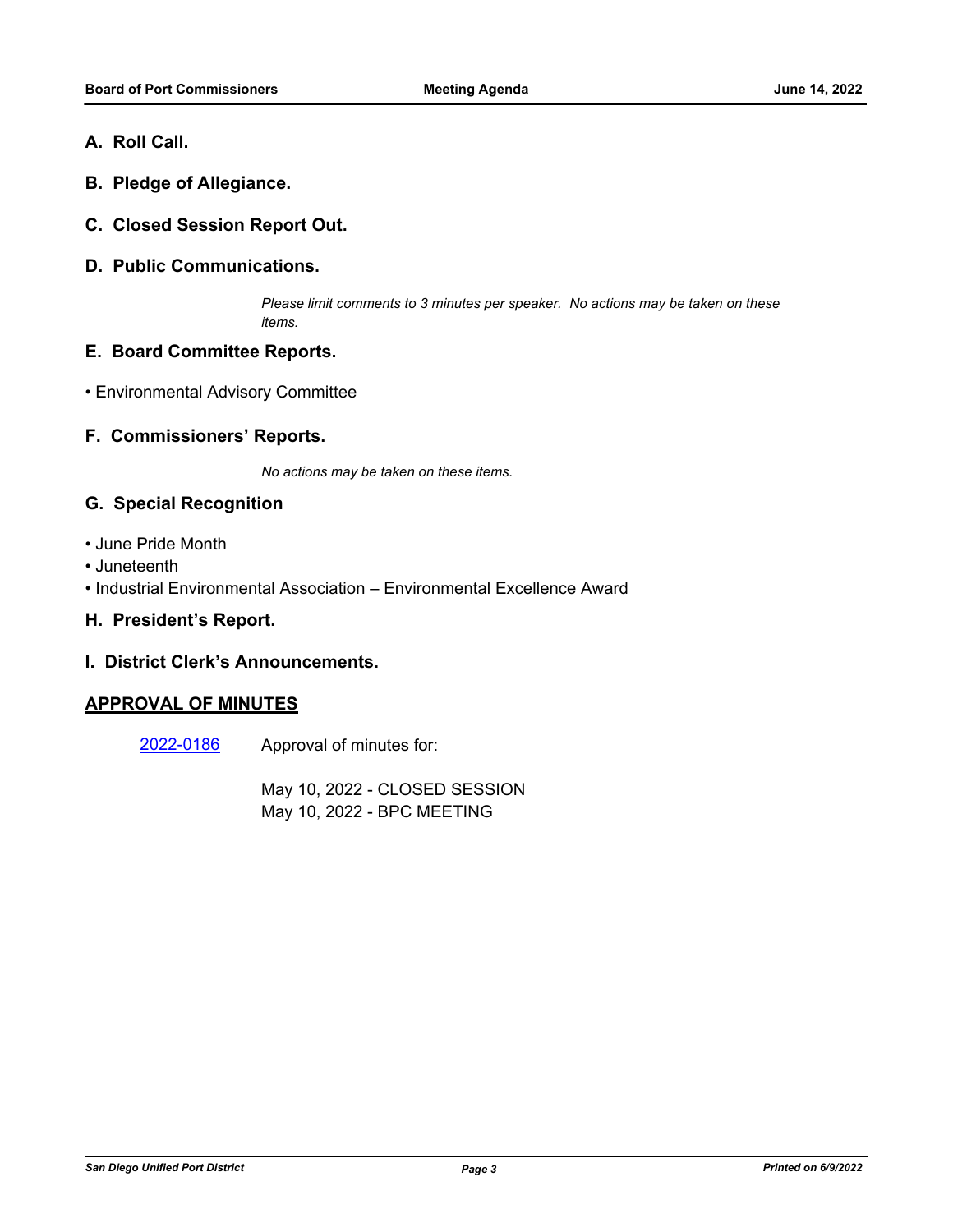## A. Roll Call.

## B. Pledge of Allegiance.

## C. Closed Session Report Out.

## D. Public Communications.

*Please limit comments to 3 minutes per speaker. No actions may be taken on these items.*

## E. Board Committee Reports.

- Environmental Advisory Committee

## F. Commissioners' Reports.

*No actions may be taken on these items.*

## G. Special Recognition

- June Pride Month
- Juneteenth
- Industrial Environmental Association – Environmental Excellence Award

## H. President's Report.

## I. District Clerk's Announcements.

## APPROVAL OF MINUTES

2022-0186 Approval of minutes for:

May 10, 2022 - CLOSED SESSION
May 10, 2022 - BPC MEETING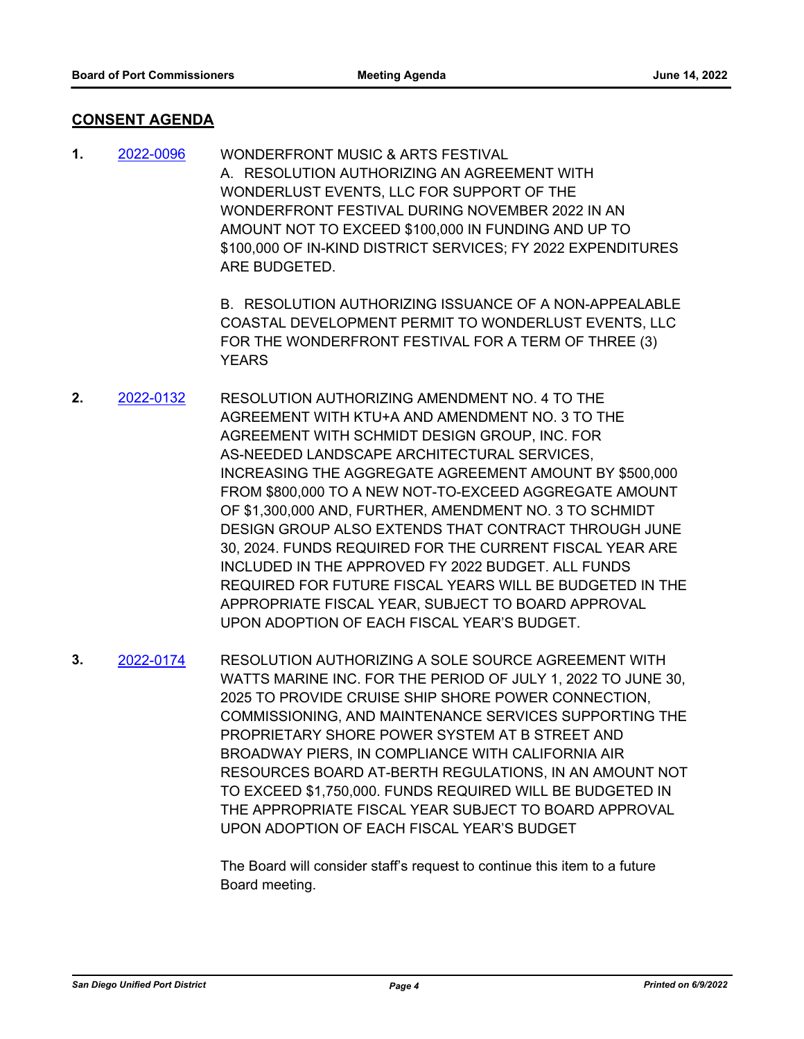## CONSENT AGENDA

**1.** [2022-0096] WONDERFRONT MUSIC & ARTS FESTIVAL

A. RESOLUTION AUTHORIZING AN AGREEMENT WITH WONDERLUST EVENTS, LLC FOR SUPPORT OF THE WONDERFRONT FESTIVAL DURING NOVEMBER 2022 IN AN AMOUNT NOT TO EXCEED $100,000 IN FUNDING AND UP TO $100,000 OF IN-KIND DISTRICT SERVICES; FY 2022 EXPENDITURES ARE BUDGETED.

B. RESOLUTION AUTHORIZING ISSUANCE OF A NON-APPEALABLE COASTAL DEVELOPMENT PERMIT TO WONDERLUST EVENTS, LLC FOR THE WONDERFRONT FESTIVAL FOR A TERM OF THREE (3) YEARS

**2.** [2022-0132] RESOLUTION AUTHORIZING AMENDMENT NO. 4 TO THE AGREEMENT WITH KTU+A AND AMENDMENT NO. 3 TO THE AGREEMENT WITH SCHMIDT DESIGN GROUP, INC. FOR AS-NEEDED LANDSCAPE ARCHITECTURAL SERVICES, INCREASING THE AGGREGATE AGREEMENT AMOUNT BY $500,000 FROM $800,000 TO A NEW NOT-TO-EXCEED AGGREGATE AMOUNT OF $1,300,000 AND, FURTHER, AMENDMENT NO. 3 TO SCHMIDT DESIGN GROUP ALSO EXTENDS THAT CONTRACT THROUGH JUNE 30, 2024. FUNDS REQUIRED FOR THE CURRENT FISCAL YEAR ARE INCLUDED IN THE APPROVED FY 2022 BUDGET. ALL FUNDS REQUIRED FOR FUTURE FISCAL YEARS WILL BE BUDGETED IN THE APPROPRIATE FISCAL YEAR, SUBJECT TO BOARD APPROVAL UPON ADOPTION OF EACH FISCAL YEAR'S BUDGET.

**3.** [2022-0174] RESOLUTION AUTHORIZING A SOLE SOURCE AGREEMENT WITH WATTS MARINE INC. FOR THE PERIOD OF JULY 1, 2022 TO JUNE 30, 2025 TO PROVIDE CRUISE SHIP SHORE POWER CONNECTION, COMMISSIONING, AND MAINTENANCE SERVICES SUPPORTING THE PROPRIETARY SHORE POWER SYSTEM AT B STREET AND BROADWAY PIERS, IN COMPLIANCE WITH CALIFORNIA AIR RESOURCES BOARD AT-BERTH REGULATIONS, IN AN AMOUNT NOT TO EXCEED $1,750,000. FUNDS REQUIRED WILL BE BUDGETED IN THE APPROPRIATE FISCAL YEAR SUBJECT TO BOARD APPROVAL UPON ADOPTION OF EACH FISCAL YEAR'S BUDGET

The Board will consider staff's request to continue this item to a future Board meeting.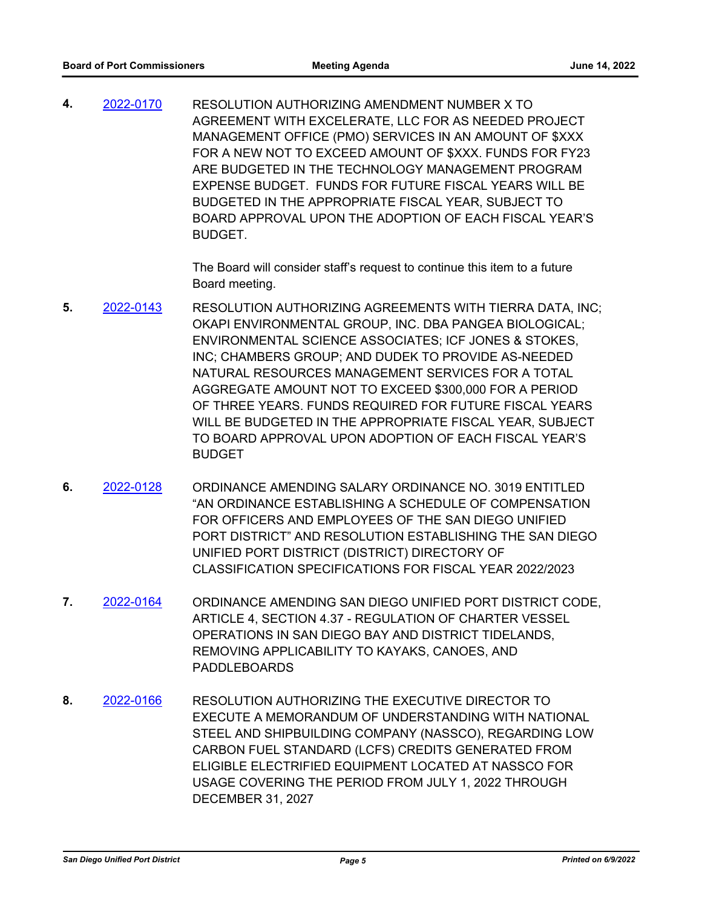**4.** 2022-0170 RESOLUTION AUTHORIZING AMENDMENT NUMBER X TO AGREEMENT WITH EXCELERATE, LLC FOR AS NEEDED PROJECT MANAGEMENT OFFICE (PMO) SERVICES IN AN AMOUNT OF $XXX FOR A NEW NOT TO EXCEED AMOUNT OF $XXX. FUNDS FOR FY23 ARE BUDGETED IN THE TECHNOLOGY MANAGEMENT PROGRAM EXPENSE BUDGET. FUNDS FOR FUTURE FISCAL YEARS WILL BE BUDGETED IN THE APPROPRIATE FISCAL YEAR, SUBJECT TO BOARD APPROVAL UPON THE ADOPTION OF EACH FISCAL YEAR'S BUDGET.

The Board will consider staff's request to continue this item to a future Board meeting.

**5.** 2022-0143 RESOLUTION AUTHORIZING AGREEMENTS WITH TIERRA DATA, INC; OKAPI ENVIRONMENTAL GROUP, INC. DBA PANGEA BIOLOGICAL; ENVIRONMENTAL SCIENCE ASSOCIATES; ICF JONES & STOKES, INC; CHAMBERS GROUP; AND DUDEK TO PROVIDE AS-NEEDED NATURAL RESOURCES MANAGEMENT SERVICES FOR A TOTAL AGGREGATE AMOUNT NOT TO EXCEED $300,000 FOR A PERIOD OF THREE YEARS. FUNDS REQUIRED FOR FUTURE FISCAL YEARS WILL BE BUDGETED IN THE APPROPRIATE FISCAL YEAR, SUBJECT TO BOARD APPROVAL UPON ADOPTION OF EACH FISCAL YEAR'S BUDGET

**6.** 2022-0128 ORDINANCE AMENDING SALARY ORDINANCE NO. 3019 ENTITLED "AN ORDINANCE ESTABLISHING A SCHEDULE OF COMPENSATION FOR OFFICERS AND EMPLOYEES OF THE SAN DIEGO UNIFIED PORT DISTRICT" AND RESOLUTION ESTABLISHING THE SAN DIEGO UNIFIED PORT DISTRICT (DISTRICT) DIRECTORY OF CLASSIFICATION SPECIFICATIONS FOR FISCAL YEAR 2022/2023

**7.** 2022-0164 ORDINANCE AMENDING SAN DIEGO UNIFIED PORT DISTRICT CODE, ARTICLE 4, SECTION 4.37 - REGULATION OF CHARTER VESSEL OPERATIONS IN SAN DIEGO BAY AND DISTRICT TIDELANDS, REMOVING APPLICABILITY TO KAYAKS, CANOES, AND PADDLEBOARDS

**8.** 2022-0166 RESOLUTION AUTHORIZING THE EXECUTIVE DIRECTOR TO EXECUTE A MEMORANDUM OF UNDERSTANDING WITH NATIONAL STEEL AND SHIPBUILDING COMPANY (NASSCO), REGARDING LOW CARBON FUEL STANDARD (LCFS) CREDITS GENERATED FROM ELIGIBLE ELECTRIFIED EQUIPMENT LOCATED AT NASSCO FOR USAGE COVERING THE PERIOD FROM JULY 1, 2022 THROUGH DECEMBER 31, 2027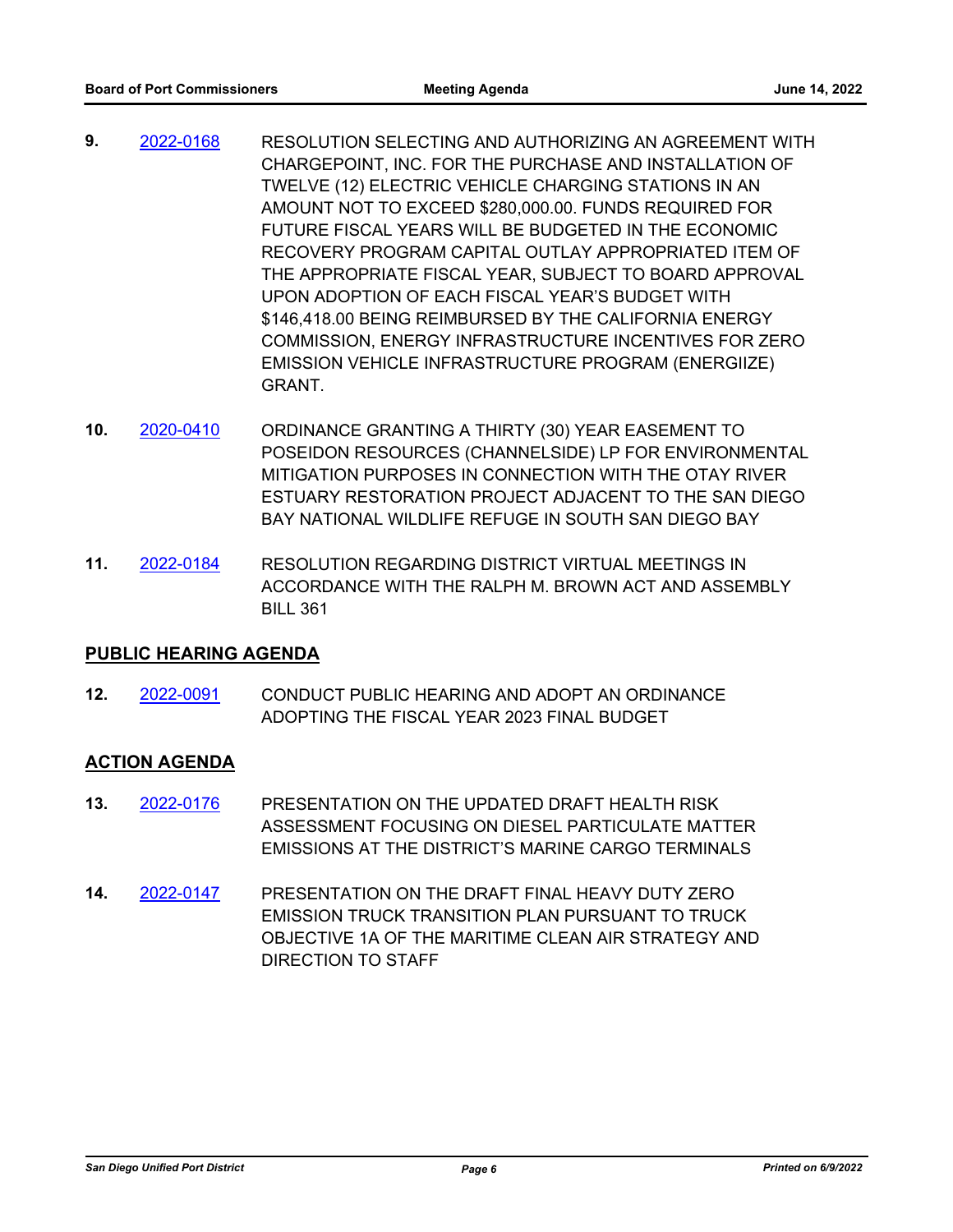**9.** 2022-0168 RESOLUTION SELECTING AND AUTHORIZING AN AGREEMENT WITH CHARGEPOINT, INC. FOR THE PURCHASE AND INSTALLATION OF TWELVE (12) ELECTRIC VEHICLE CHARGING STATIONS IN AN AMOUNT NOT TO EXCEED $280,000.00. FUNDS REQUIRED FOR FUTURE FISCAL YEARS WILL BE BUDGETED IN THE ECONOMIC RECOVERY PROGRAM CAPITAL OUTLAY APPROPRIATED ITEM OF THE APPROPRIATE FISCAL YEAR, SUBJECT TO BOARD APPROVAL UPON ADOPTION OF EACH FISCAL YEAR'S BUDGET WITH $146,418.00 BEING REIMBURSED BY THE CALIFORNIA ENERGY COMMISSION, ENERGY INFRASTRUCTURE INCENTIVES FOR ZERO EMISSION VEHICLE INFRASTRUCTURE PROGRAM (ENERGIIZE) GRANT.

**10.** 2020-0410 ORDINANCE GRANTING A THIRTY (30) YEAR EASEMENT TO POSEIDON RESOURCES (CHANNELSIDE) LP FOR ENVIRONMENTAL MITIGATION PURPOSES IN CONNECTION WITH THE OTAY RIVER ESTUARY RESTORATION PROJECT ADJACENT TO THE SAN DIEGO BAY NATIONAL WILDLIFE REFUGE IN SOUTH SAN DIEGO BAY

**11.** 2022-0184 RESOLUTION REGARDING DISTRICT VIRTUAL MEETINGS IN ACCORDANCE WITH THE RALPH M. BROWN ACT AND ASSEMBLY BILL 361

## PUBLIC HEARING AGENDA

**12.** 2022-0091 CONDUCT PUBLIC HEARING AND ADOPT AN ORDINANCE ADOPTING THE FISCAL YEAR 2023 FINAL BUDGET

## ACTION AGENDA

**13.** 2022-0176 PRESENTATION ON THE UPDATED DRAFT HEALTH RISK ASSESSMENT FOCUSING ON DIESEL PARTICULATE MATTER EMISSIONS AT THE DISTRICT'S MARINE CARGO TERMINALS

**14.** 2022-0147 PRESENTATION ON THE DRAFT FINAL HEAVY DUTY ZERO EMISSION TRUCK TRANSITION PLAN PURSUANT TO TRUCK OBJECTIVE 1A OF THE MARITIME CLEAN AIR STRATEGY AND DIRECTION TO STAFF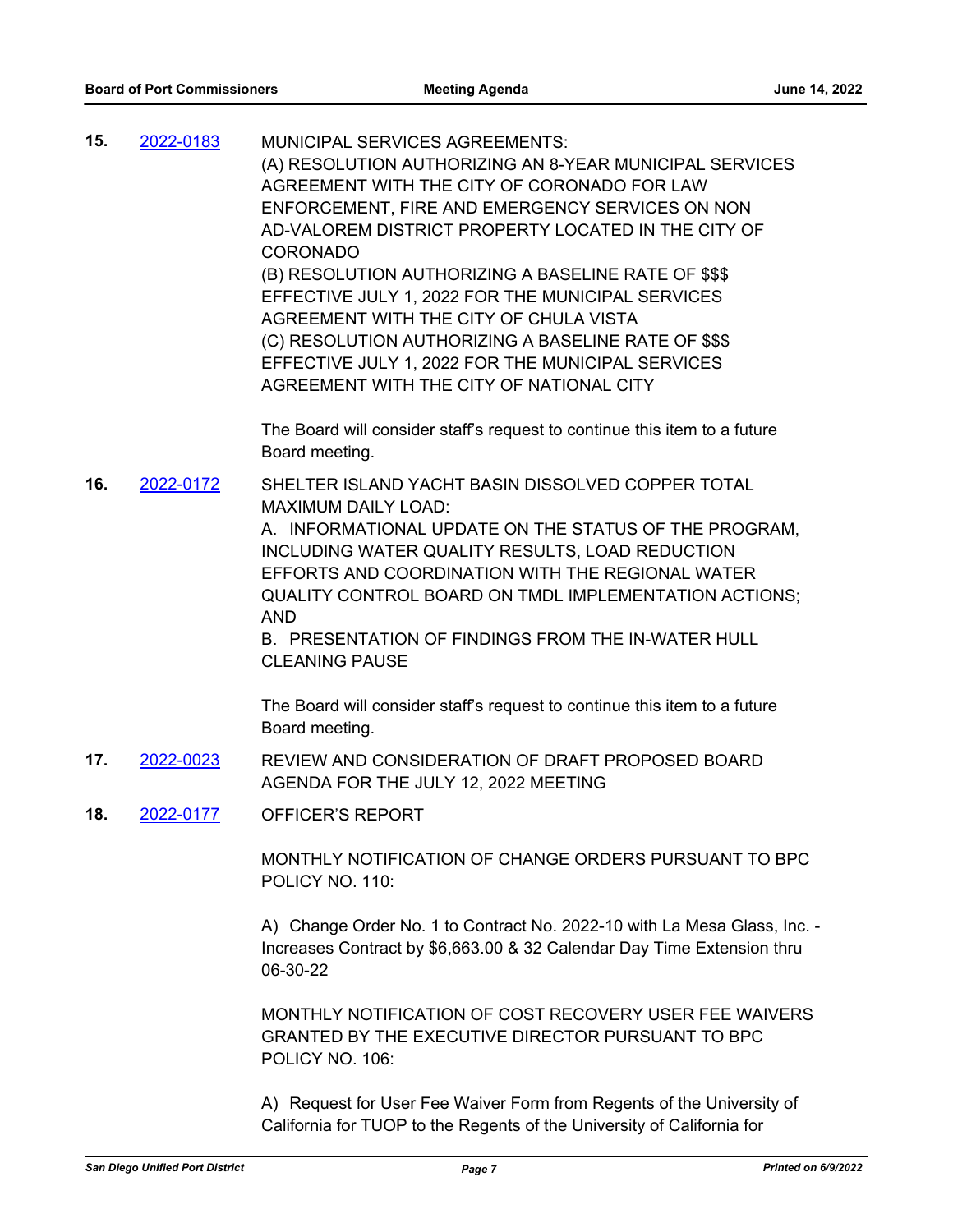**15.** [2022-0183](2022-0183) MUNICIPAL SERVICES AGREEMENTS:
(A) RESOLUTION AUTHORIZING AN 8-YEAR MUNICIPAL SERVICES AGREEMENT WITH THE CITY OF CORONADO FOR LAW ENFORCEMENT, FIRE AND EMERGENCY SERVICES ON NON AD-VALOREM DISTRICT PROPERTY LOCATED IN THE CITY OF CORONADO
(B) RESOLUTION AUTHORIZING A BASELINE RATE OF $$$ EFFECTIVE JULY 1, 2022 FOR THE MUNICIPAL SERVICES AGREEMENT WITH THE CITY OF CHULA VISTA
(C) RESOLUTION AUTHORIZING A BASELINE RATE OF $$$ EFFECTIVE JULY 1, 2022 FOR THE MUNICIPAL SERVICES AGREEMENT WITH THE CITY OF NATIONAL CITY

The Board will consider staff's request to continue this item to a future Board meeting.

**16.** [2022-0172](2022-0172) SHELTER ISLAND YACHT BASIN DISSOLVED COPPER TOTAL MAXIMUM DAILY LOAD:
A. INFORMATIONAL UPDATE ON THE STATUS OF THE PROGRAM, INCLUDING WATER QUALITY RESULTS, LOAD REDUCTION EFFORTS AND COORDINATION WITH THE REGIONAL WATER QUALITY CONTROL BOARD ON TMDL IMPLEMENTATION ACTIONS; AND
B. PRESENTATION OF FINDINGS FROM THE IN-WATER HULL CLEANING PAUSE

The Board will consider staff's request to continue this item to a future Board meeting.

**17.** [2022-0023](2022-0023) REVIEW AND CONSIDERATION OF DRAFT PROPOSED BOARD AGENDA FOR THE JULY 12, 2022 MEETING

**18.** [2022-0177](2022-0177) OFFICER'S REPORT

MONTHLY NOTIFICATION OF CHANGE ORDERS PURSUANT TO BPC POLICY NO. 110:

A) Change Order No. 1 to Contract No. 2022-10 with La Mesa Glass, Inc. - Increases Contract by $6,663.00 & 32 Calendar Day Time Extension thru 06-30-22

MONTHLY NOTIFICATION OF COST RECOVERY USER FEE WAIVERS GRANTED BY THE EXECUTIVE DIRECTOR PURSUANT TO BPC POLICY NO. 106:

A) Request for User Fee Waiver Form from Regents of the University of California for TUOP to the Regents of the University of California for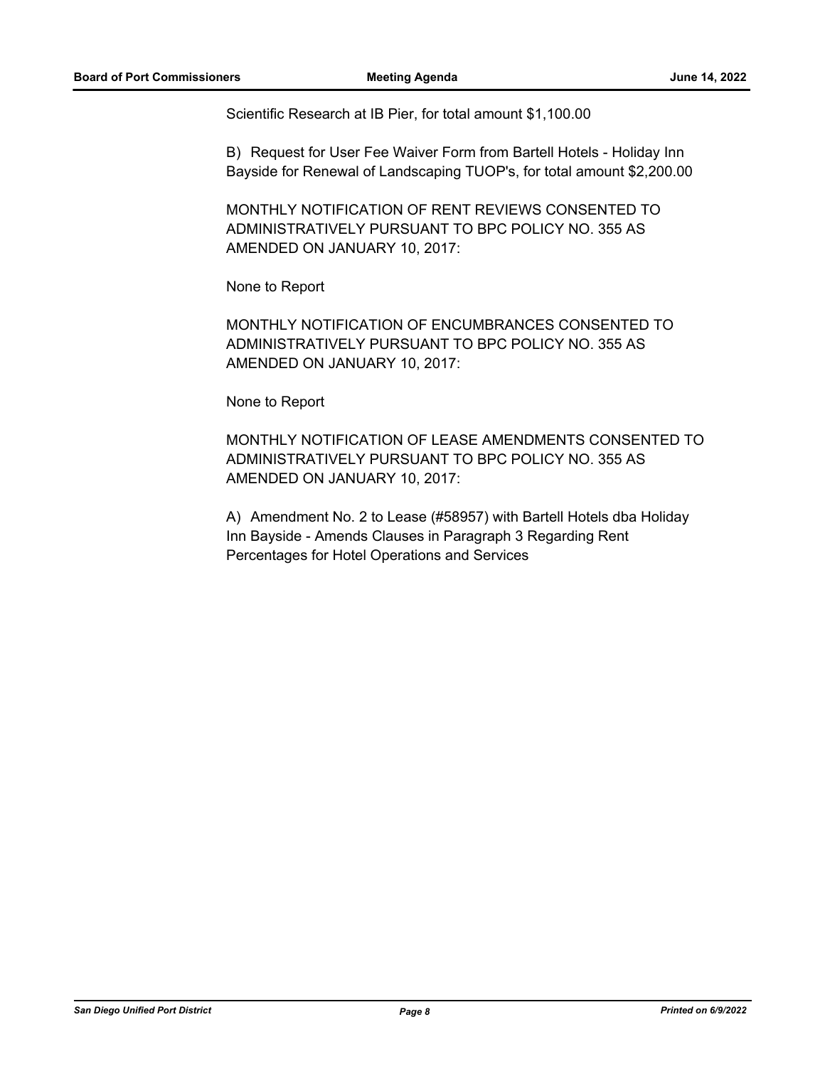Scientific Research at IB Pier, for total amount $1,100.00

B) Request for User Fee Waiver Form from Bartell Hotels - Holiday Inn Bayside for Renewal of Landscaping TUOP's, for total amount $2,200.00

MONTHLY NOTIFICATION OF RENT REVIEWS CONSENTED TO ADMINISTRATIVELY PURSUANT TO BPC POLICY NO. 355 AS AMENDED ON JANUARY 10, 2017:

None to Report

MONTHLY NOTIFICATION OF ENCUMBRANCES CONSENTED TO ADMINISTRATIVELY PURSUANT TO BPC POLICY NO. 355 AS AMENDED ON JANUARY 10, 2017:

None to Report

MONTHLY NOTIFICATION OF LEASE AMENDMENTS CONSENTED TO ADMINISTRATIVELY PURSUANT TO BPC POLICY NO. 355 AS AMENDED ON JANUARY 10, 2017:

A) Amendment No. 2 to Lease (#58957) with Bartell Hotels dba Holiday Inn Bayside - Amends Clauses in Paragraph 3 Regarding Rent Percentages for Hotel Operations and Services